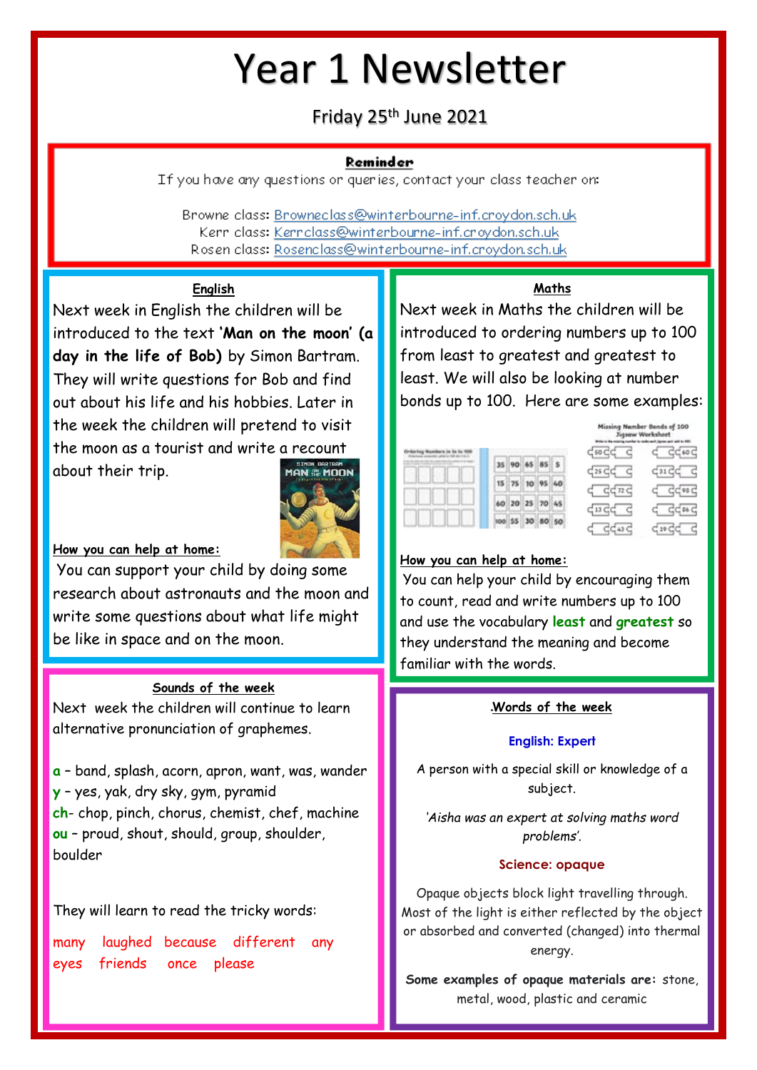# Year 1 Newsletter

Friday 25th June 2021

**Reminder**

If you have any questions or queries, contact your class teacher on:

Browne class: Browneclass@winterbourne-inf.croydon.sch.uk
Kerr class: Kerrclass@winterbourne-inf.croydon.sch.uk
Rosen class: Rosenclass@winterbourne-inf.croydon.sch.uk

## English

Next week in English the children will be introduced to the text **'Man on the moon' (a day in the life of Bob)** by Simon Bartram. They will write questions for Bob and find out about his life and his hobbies. Later in the week the children will pretend to visit the moon as a tourist and write a recount about their trip.

**How you can help at home:**

You can support your child by doing some research about astronauts and the moon and write some questions about what life might be like in space and on the moon.

## Maths

Next week in Maths the children will be introduced to ordering numbers up to 100 from least to greatest and greatest to least. We will also be looking at number bonds up to 100. Here are some examples:

**How you can help at home:**

You can help your child by encouraging them to count, read and write numbers up to 100 and use the vocabulary **least** and **greatest** so they understand the meaning and become familiar with the words.

## Sounds of the week

Next week the children will continue to learn alternative pronunciation of graphemes.

a – band, splash, acorn, apron, want, was, wander
y – yes, yak, dry sky, gym, pyramid
ch- chop, pinch, chorus, chemist, chef, machine
ou – proud, shout, should, group, shoulder, boulder

They will learn to read the tricky words:

many laughed because different any
eyes friends once please

## Words of the week

**English: Expert**

A person with a special skill or knowledge of a subject.

*'Aisha was an expert at solving maths word problems'.*

**Science: opaque**

Opaque objects block light travelling through. Most of the light is either reflected by the object or absorbed and converted (changed) into thermal energy.

**Some examples of opaque materials are:** stone, metal, wood, plastic and ceramic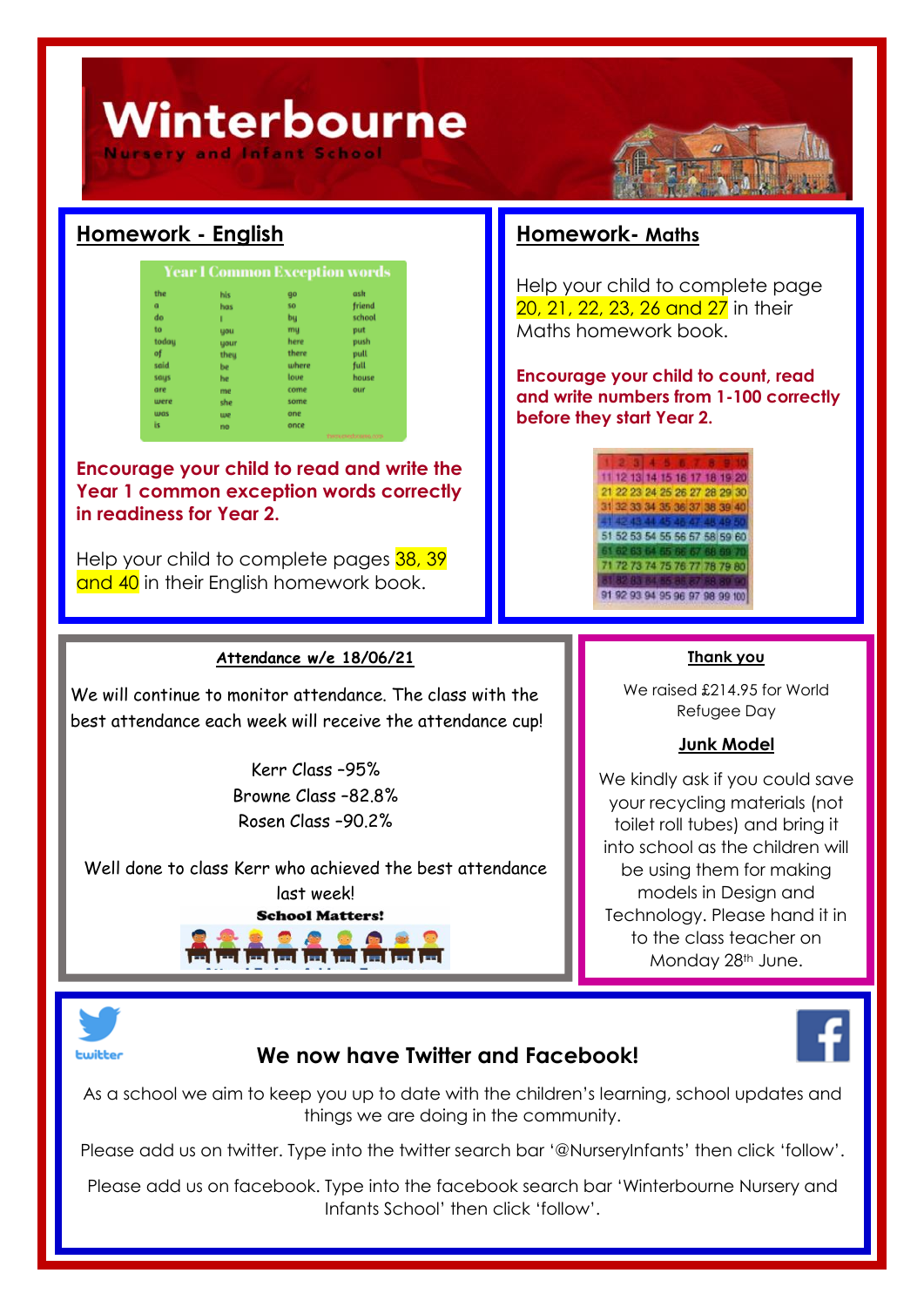# Winterbourne

Nursery and Infant School

## Homework - English

Year 1 Common Exception words

| | | | |
|---|---|---|---|
| the | his | go | ask |
| a | has | so | friend |
| do | I | by | school |
| to | you | my | put |
| today | your | here | push |
| of | they | there | pull |
| said | be | where | full |
| says | he | love | house |
| are | me | come | our |
| were | she | some | |
| was | we | one | |
| is | no | once | |

**Encourage your child to read and write the Year 1 common exception words correctly in readiness for Year 2.**

Help your child to complete pages 38, 39 and 40 in their English homework book.

## Homework- Maths

Help your child to complete page 20, 21, 22, 23, 26 and 27 in their Maths homework book.

**Encourage your child to count, read and write numbers from 1-100 correctly before they start Year 2.**

## Attendance w/e 18/06/21

We will continue to monitor attendance. The class with the best attendance each week will receive the attendance cup!

Kerr Class –95%
Browne Class –82.8%
Rosen Class –90.2%

Well done to class Kerr who achieved the best attendance last week!

**School Matters!**

## Thank you

We raised £214.95 for World Refugee Day

## Junk Model

We kindly ask if you could save your recycling materials (not toilet roll tubes) and bring it into school as the children will be using them for making models in Design and Technology. Please hand it in to the class teacher on Monday 28th June.

## We now have Twitter and Facebook!

As a school we aim to keep you up to date with the children's learning, school updates and things we are doing in the community.

Please add us on twitter. Type into the twitter search bar '@NurseryInfants' then click 'follow'.

Please add us on facebook. Type into the facebook search bar 'Winterbourne Nursery and Infants School' then click 'follow'.